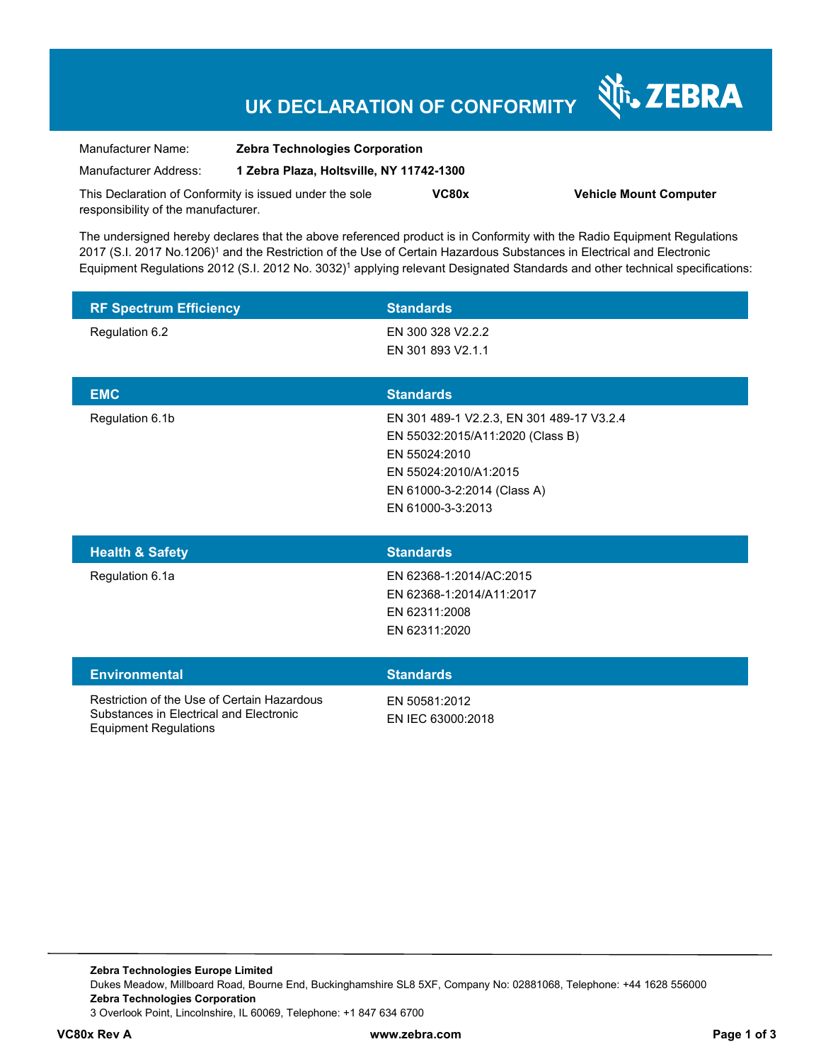# UK DECLARATION OF CONFORMITY

ZEBRA

| | |
|---|---|
| Manufacturer Name: | **Zebra Technologies Corporation** |
| Manufacturer Address: | **1 Zebra Plaza, Holtsville, NY 11742-1300** |

This Declaration of Conformity is issued under the sole responsibility of the manufacturer. **VC80x** **Vehicle Mount Computer**

The undersigned hereby declares that the above referenced product is in Conformity with the Radio Equipment Regulations 2017 (S.I. 2017 No.1206)[1] and the Restriction of the Use of Certain Hazardous Substances in Electrical and Electronic Equipment Regulations 2012 (S.I. 2012 No. 3032)[1] applying relevant Designated Standards and other technical specifications:

| RF Spectrum Efficiency | Standards |
|---|---|
| Regulation 6.2 | EN 300 328 V2.2.2<br>EN 301 893 V2.1.1 |

| EMC | Standards |
|---|---|
| Regulation 6.1b | EN 301 489-1 V2.2.3, EN 301 489-17 V3.2.4<br>EN 55032:2015/A11:2020 (Class B)<br>EN 55024:2010<br>EN 55024:2010/A1:2015<br>EN 61000-3-2:2014 (Class A)<br>EN 61000-3-3:2013 |

| Health & Safety | Standards |
|---|---|
| Regulation 6.1a | EN 62368-1:2014/AC:2015<br>EN 62368-1:2014/A11:2017<br>EN 62311:2008<br>EN 62311:2020 |

| Environmental | Standards |
|---|---|
| Restriction of the Use of Certain Hazardous Substances in Electrical and Electronic Equipment Regulations | EN 50581:2012<br>EN IEC 63000:2018 |

**Zebra Technologies Europe Limited**
Dukes Meadow, Millboard Road, Bourne End, Buckinghamshire SL8 5XF, Company No: 02881068, Telephone: +44 1628 556000
**Zebra Technologies Corporation**
3 Overlook Point, Lincolnshire, IL 60069, Telephone: +1 847 634 6700

**VC80x Rev A** **www.zebra.com**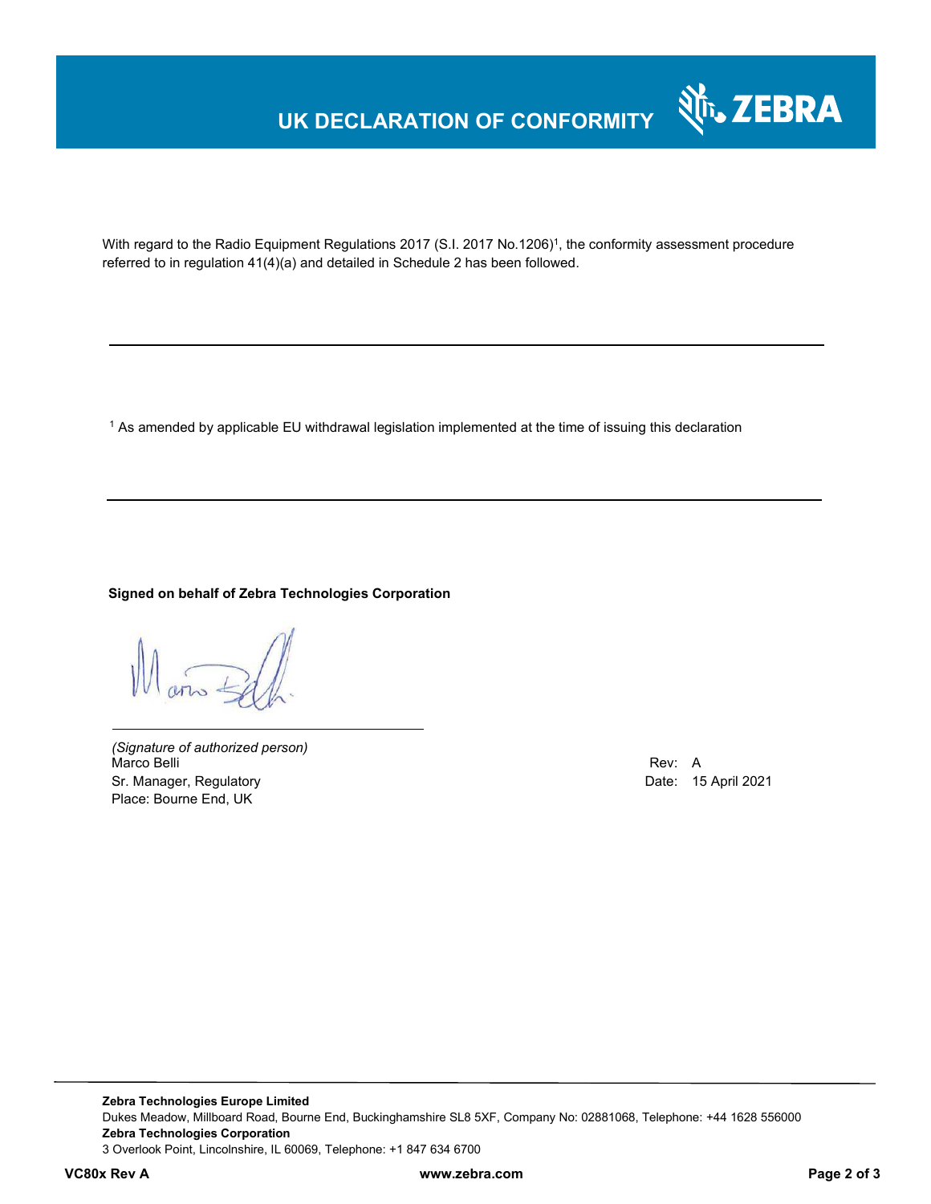# UK DECLARATION OF CONFORMITY

With regard to the Radio Equipment Regulations 2017 (S.I. 2017 No.1206)[1], the conformity assessment procedure referred to in regulation 41(4)(a) and detailed in Schedule 2 has been followed.

---

[1] As amended by applicable EU withdrawal legislation implemented at the time of issuing this declaration

---

**Signed on behalf of Zebra Technologies Corporation**

*(Signature of authorized person)*
Marco Belli
Sr. Manager, Regulatory
Place: Bourne End, UK

Rev: A
Date: 15 April 2021

**Zebra Technologies Europe Limited**
Dukes Meadow, Millboard Road, Bourne End, Buckinghamshire SL8 5XF, Company No: 02881068, Telephone: +44 1628 556000
**Zebra Technologies Corporation**
3 Overlook Point, Lincolnshire, IL 60069, Telephone: +1 847 634 6700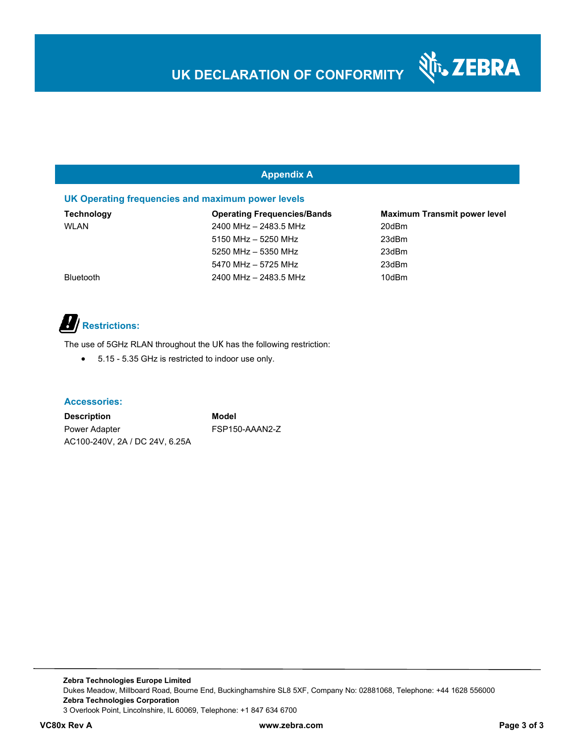# UK DECLARATION OF CONFORMITY

## Appendix A

### UK Operating frequencies and maximum power levels

| Technology | Operating Frequencies/Bands | Maximum Transmit power level |
|---|---|---|
| WLAN | 2400 MHz – 2483.5 MHz | 20dBm |
| | 5150 MHz – 5250 MHz | 23dBm |
| | 5250 MHz – 5350 MHz | 23dBm |
| | 5470 MHz – 5725 MHz | 23dBm |
| Bluetooth | 2400 MHz – 2483.5 MHz | 10dBm |

### Restrictions:

The use of 5GHz RLAN throughout the UK has the following restriction:

- 5.15 - 5.35 GHz is restricted to indoor use only.

### Accessories:

| Description | Model |
|---|---|
| Power Adapter<br>AC100-240V, 2A / DC 24V, 6.25A | FSP150-AAAN2-Z |

**Zebra Technologies Europe Limited**
Dukes Meadow, Millboard Road, Bourne End, Buckinghamshire SL8 5XF, Company No: 02881068, Telephone: +44 1628 556000
**Zebra Technologies Corporation**
3 Overlook Point, Lincolnshire, IL 60069, Telephone: +1 847 634 6700

**VC80x Rev A** **www.zebra.com**